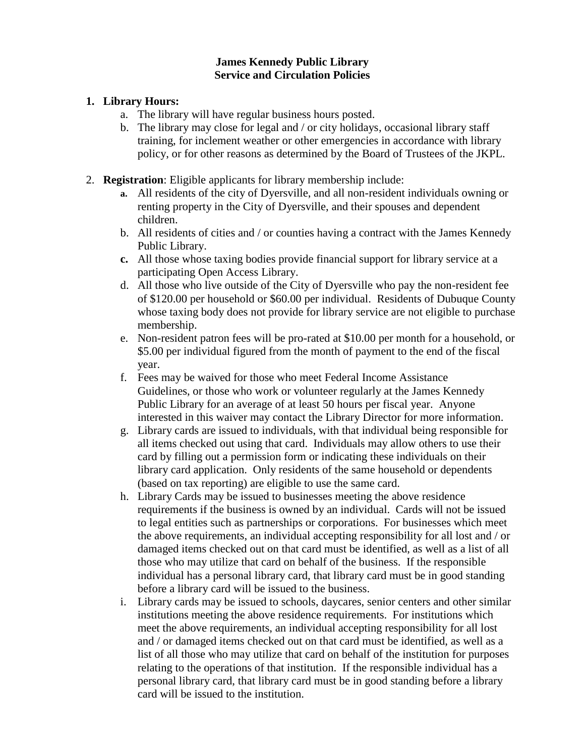**James Kennedy Public Library**
**Service and Circulation Policies**

1. **Library Hours:**
    a. The library will have regular business hours posted.
    b. The library may close for legal and / or city holidays, occasional library staff training, for inclement weather or other emergencies in accordance with library policy, or for other reasons as determined by the Board of Trustees of the JKPL.

2. **Registration**: Eligible applicants for library membership include:
    a. All residents of the city of Dyersville, and all non-resident individuals owning or renting property in the City of Dyersville, and their spouses and dependent children.
    b. All residents of cities and / or counties having a contract with the James Kennedy Public Library.
    c. All those whose taxing bodies provide financial support for library service at a participating Open Access Library.
    d. All those who live outside of the City of Dyersville who pay the non-resident fee of $120.00 per household or $60.00 per individual. Residents of Dubuque County whose taxing body does not provide for library service are not eligible to purchase membership.
    e. Non-resident patron fees will be pro-rated at $10.00 per month for a household, or $5.00 per individual figured from the month of payment to the end of the fiscal year.
    f. Fees may be waived for those who meet Federal Income Assistance Guidelines, or those who work or volunteer regularly at the James Kennedy Public Library for an average of at least 50 hours per fiscal year. Anyone interested in this waiver may contact the Library Director for more information.
    g. Library cards are issued to individuals, with that individual being responsible for all items checked out using that card. Individuals may allow others to use their card by filling out a permission form or indicating these individuals on their library card application. Only residents of the same household or dependents (based on tax reporting) are eligible to use the same card.
    h. Library Cards may be issued to businesses meeting the above residence requirements if the business is owned by an individual. Cards will not be issued to legal entities such as partnerships or corporations. For businesses which meet the above requirements, an individual accepting responsibility for all lost and / or damaged items checked out on that card must be identified, as well as a list of all those who may utilize that card on behalf of the business. If the responsible individual has a personal library card, that library card must be in good standing before a library card will be issued to the business.
    i. Library cards may be issued to schools, daycares, senior centers and other similar institutions meeting the above residence requirements. For institutions which meet the above requirements, an individual accepting responsibility for all lost and / or damaged items checked out on that card must be identified, as well as a list of all those who may utilize that card on behalf of the institution for purposes relating to the operations of that institution. If the responsible individual has a personal library card, that library card must be in good standing before a library card will be issued to the institution.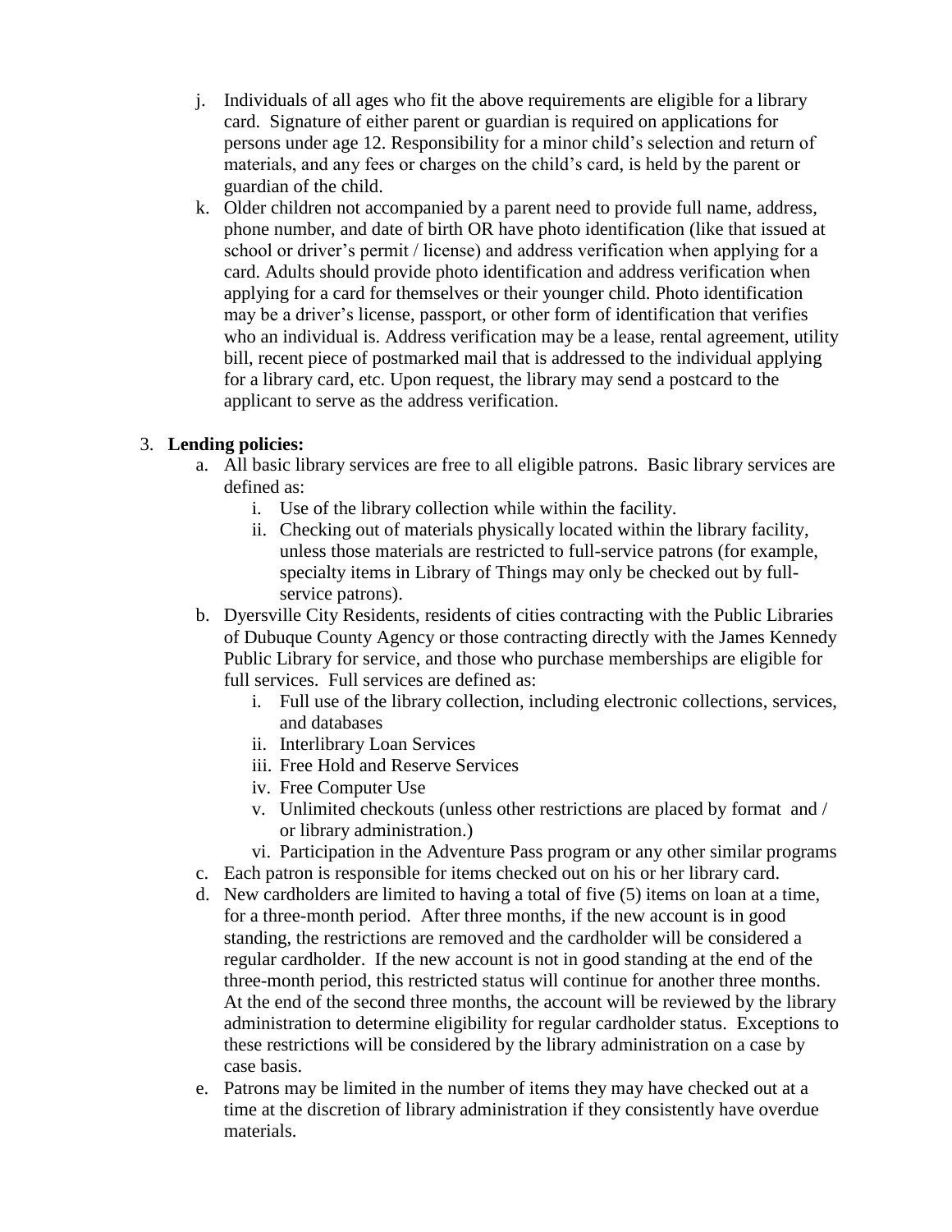j. Individuals of all ages who fit the above requirements are eligible for a library card. Signature of either parent or guardian is required on applications for persons under age 12. Responsibility for a minor child's selection and return of materials, and any fees or charges on the child's card, is held by the parent or guardian of the child.

k. Older children not accompanied by a parent need to provide full name, address, phone number, and date of birth OR have photo identification (like that issued at school or driver's permit / license) and address verification when applying for a card. Adults should provide photo identification and address verification when applying for a card for themselves or their younger child. Photo identification may be a driver's license, passport, or other form of identification that verifies who an individual is. Address verification may be a lease, rental agreement, utility bill, recent piece of postmarked mail that is addressed to the individual applying for a library card, etc. Upon request, the library may send a postcard to the applicant to serve as the address verification.

3. **Lending policies:**
   a. All basic library services are free to all eligible patrons. Basic library services are defined as:
      i. Use of the library collection while within the facility.
      ii. Checking out of materials physically located within the library facility, unless those materials are restricted to full-service patrons (for example, specialty items in Library of Things may only be checked out by full-service patrons).
   b. Dyersville City Residents, residents of cities contracting with the Public Libraries of Dubuque County Agency or those contracting directly with the James Kennedy Public Library for service, and those who purchase memberships are eligible for full services. Full services are defined as:
      i. Full use of the library collection, including electronic collections, services, and databases
      ii. Interlibrary Loan Services
      iii. Free Hold and Reserve Services
      iv. Free Computer Use
      v. Unlimited checkouts (unless other restrictions are placed by format and / or library administration.)
      vi. Participation in the Adventure Pass program or any other similar programs
   c. Each patron is responsible for items checked out on his or her library card.
   d. New cardholders are limited to having a total of five (5) items on loan at a time, for a three-month period. After three months, if the new account is in good standing, the restrictions are removed and the cardholder will be considered a regular cardholder. If the new account is not in good standing at the end of the three-month period, this restricted status will continue for another three months. At the end of the second three months, the account will be reviewed by the library administration to determine eligibility for regular cardholder status. Exceptions to these restrictions will be considered by the library administration on a case by case basis.
   e. Patrons may be limited in the number of items they may have checked out at a time at the discretion of library administration if they consistently have overdue materials.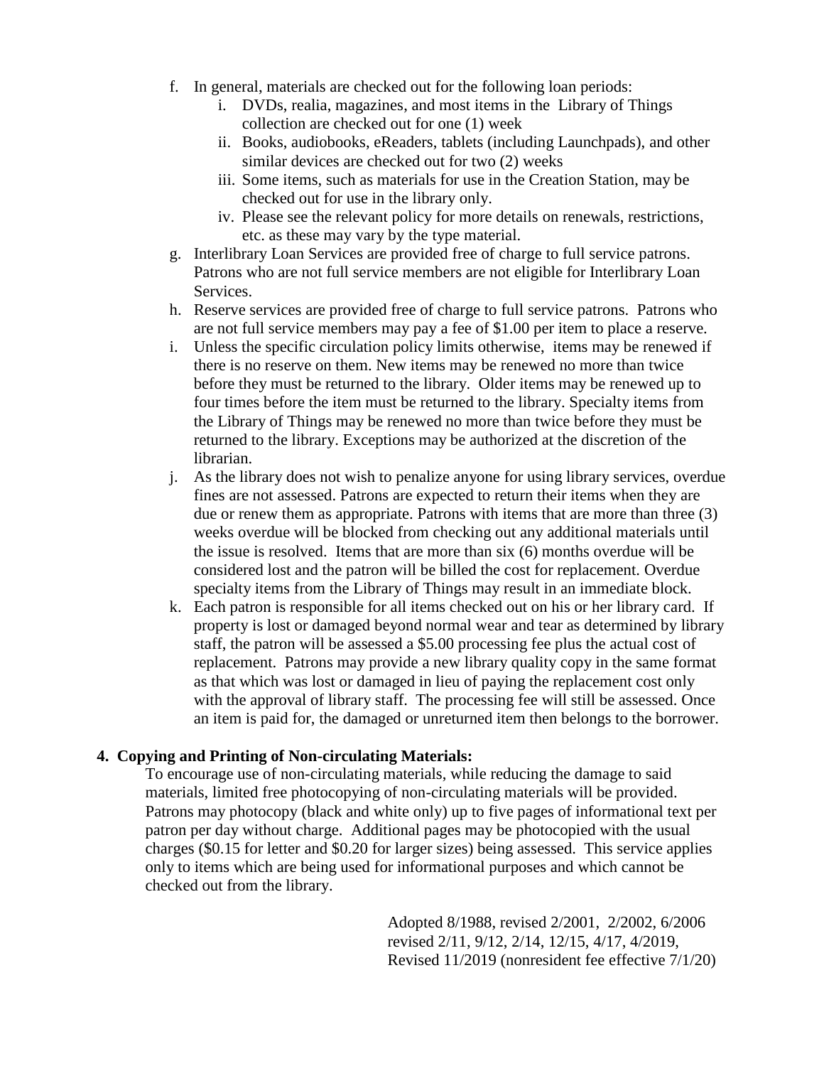f. In general, materials are checked out for the following loan periods:
    i. DVDs, realia, magazines, and most items in the Library of Things collection are checked out for one (1) week
    ii. Books, audiobooks, eReaders, tablets (including Launchpads), and other similar devices are checked out for two (2) weeks
    iii. Some items, such as materials for use in the Creation Station, may be checked out for use in the library only.
    iv. Please see the relevant policy for more details on renewals, restrictions, etc. as these may vary by the type material.

g. Interlibrary Loan Services are provided free of charge to full service patrons. Patrons who are not full service members are not eligible for Interlibrary Loan Services.

h. Reserve services are provided free of charge to full service patrons. Patrons who are not full service members may pay a fee of $1.00 per item to place a reserve.

i. Unless the specific circulation policy limits otherwise, items may be renewed if there is no reserve on them. New items may be renewed no more than twice before they must be returned to the library. Older items may be renewed up to four times before the item must be returned to the library. Specialty items from the Library of Things may be renewed no more than twice before they must be returned to the library. Exceptions may be authorized at the discretion of the librarian.

j. As the library does not wish to penalize anyone for using library services, overdue fines are not assessed. Patrons are expected to return their items when they are due or renew them as appropriate. Patrons with items that are more than three (3) weeks overdue will be blocked from checking out any additional materials until the issue is resolved. Items that are more than six (6) months overdue will be considered lost and the patron will be billed the cost for replacement. Overdue specialty items from the Library of Things may result in an immediate block.

k. Each patron is responsible for all items checked out on his or her library card. If property is lost or damaged beyond normal wear and tear as determined by library staff, the patron will be assessed a $5.00 processing fee plus the actual cost of replacement. Patrons may provide a new library quality copy in the same format as that which was lost or damaged in lieu of paying the replacement cost only with the approval of library staff. The processing fee will still be assessed. Once an item is paid for, the damaged or unreturned item then belongs to the borrower.

**4. Copying and Printing of Non-circulating Materials:**

To encourage use of non-circulating materials, while reducing the damage to said materials, limited free photocopying of non-circulating materials will be provided. Patrons may photocopy (black and white only) up to five pages of informational text per patron per day without charge. Additional pages may be photocopied with the usual charges ($0.15 for letter and $0.20 for larger sizes) being assessed. This service applies only to items which are being used for informational purposes and which cannot be checked out from the library.

Adopted 8/1988, revised 2/2001, 2/2002, 6/2006
revised 2/11, 9/12, 2/14, 12/15, 4/17, 4/2019,
Revised 11/2019 (nonresident fee effective 7/1/20)